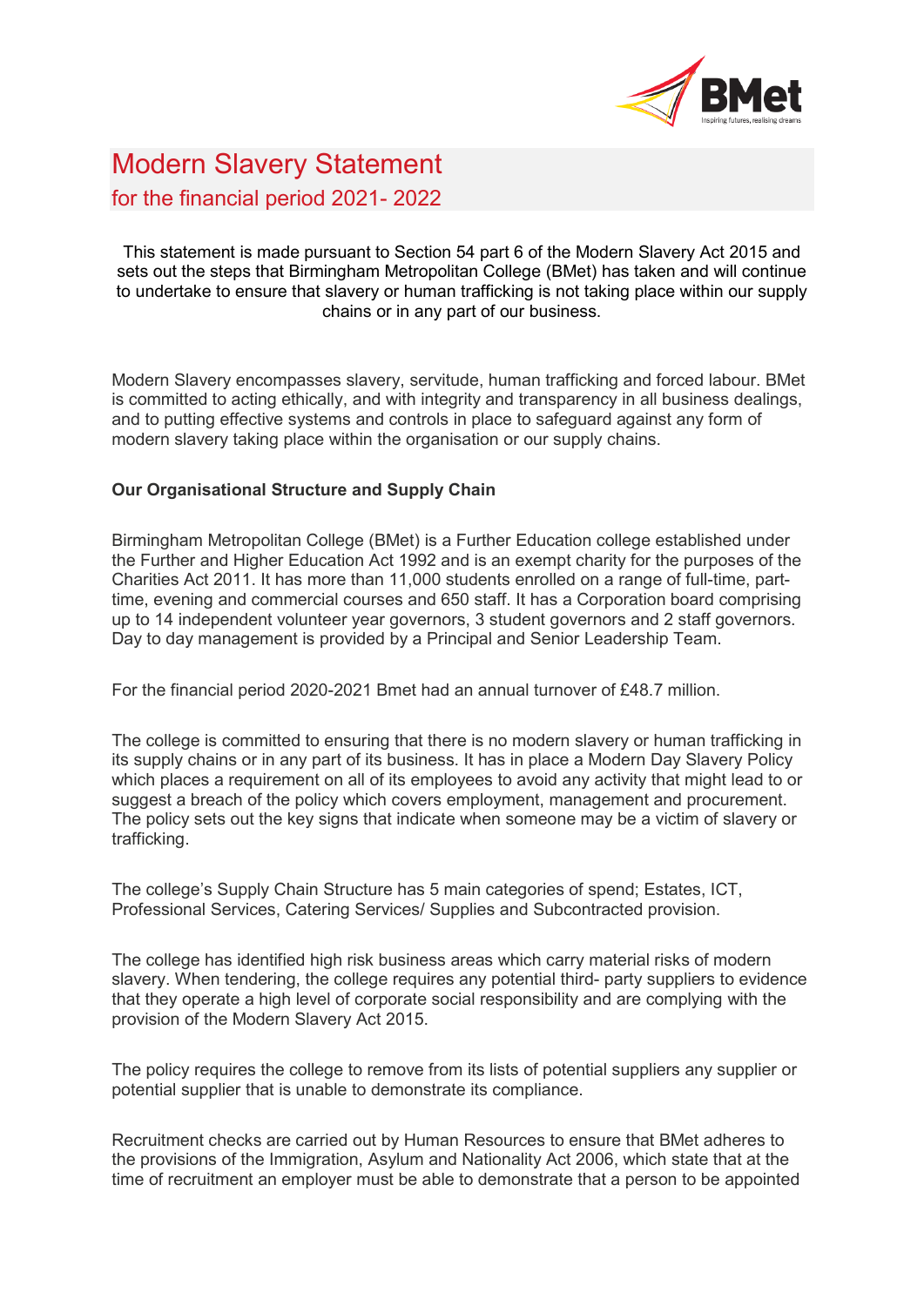# Modern Slavery Statement

## for the financial period 2021- 2022

This statement is made pursuant to Section 54 part 6 of the Modern Slavery Act 2015 and sets out the steps that Birmingham Metropolitan College (BMet) has taken and will continue to undertake to ensure that slavery or human trafficking is not taking place within our supply chains or in any part of our business.

Modern Slavery encompasses slavery, servitude, human trafficking and forced labour. BMet is committed to acting ethically, and with integrity and transparency in all business dealings, and to putting effective systems and controls in place to safeguard against any form of modern slavery taking place within the organisation or our supply chains.

**Our Organisational Structure and Supply Chain**

Birmingham Metropolitan College (BMet) is a Further Education college established under the Further and Higher Education Act 1992 and is an exempt charity for the purposes of the Charities Act 2011. It has more than 11,000 students enrolled on a range of full-time, part-time, evening and commercial courses and 650 staff. It has a Corporation board comprising up to 14 independent volunteer year governors, 3 student governors and 2 staff governors. Day to day management is provided by a Principal and Senior Leadership Team.

For the financial period 2020-2021 Bmet had an annual turnover of £48.7 million.

The college is committed to ensuring that there is no modern slavery or human trafficking in its supply chains or in any part of its business. It has in place a Modern Day Slavery Policy which places a requirement on all of its employees to avoid any activity that might lead to or suggest a breach of the policy which covers employment, management and procurement. The policy sets out the key signs that indicate when someone may be a victim of slavery or trafficking.

The college's Supply Chain Structure has 5 main categories of spend; Estates, ICT, Professional Services, Catering Services/ Supplies and Subcontracted provision.

The college has identified high risk business areas which carry material risks of modern slavery. When tendering, the college requires any potential third- party suppliers to evidence that they operate a high level of corporate social responsibility and are complying with the provision of the Modern Slavery Act 2015.

The policy requires the college to remove from its lists of potential suppliers any supplier or potential supplier that is unable to demonstrate its compliance.

Recruitment checks are carried out by Human Resources to ensure that BMet adheres to the provisions of the Immigration, Asylum and Nationality Act 2006, which state that at the time of recruitment an employer must be able to demonstrate that a person to be appointed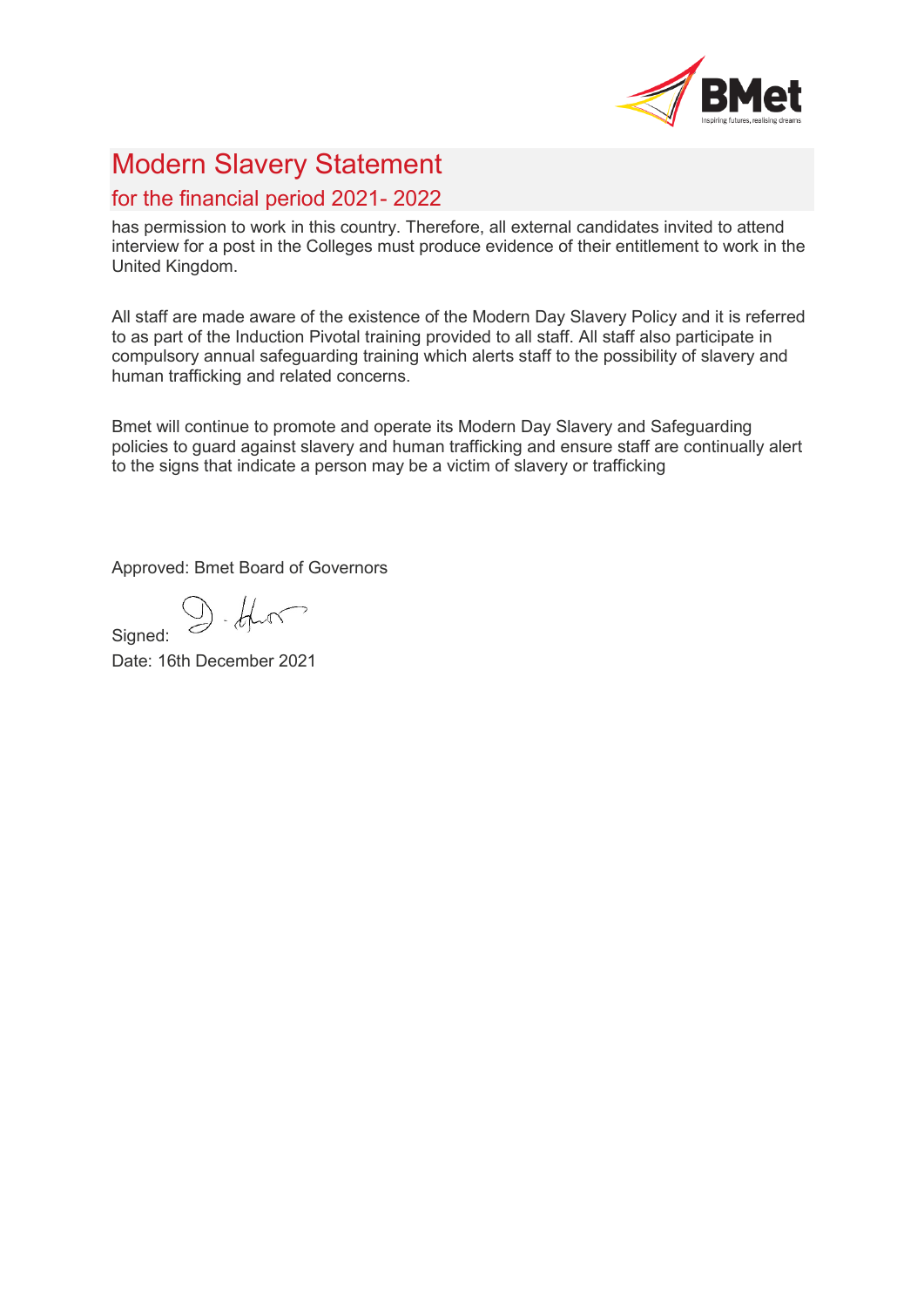# Modern Slavery Statement

## for the financial period 2021- 2022

has permission to work in this country. Therefore, all external candidates invited to attend interview for a post in the Colleges must produce evidence of their entitlement to work in the United Kingdom.

All staff are made aware of the existence of the Modern Day Slavery Policy and it is referred to as part of the Induction Pivotal training provided to all staff. All staff also participate in compulsory annual safeguarding training which alerts staff to the possibility of slavery and human trafficking and related concerns.

Bmet will continue to promote and operate its Modern Day Slavery and Safeguarding policies to guard against slavery and human trafficking and ensure staff are continually alert to the signs that indicate a person may be a victim of slavery or trafficking

Approved: Bmet Board of Governors

Signed:

Date: 16th December 2021